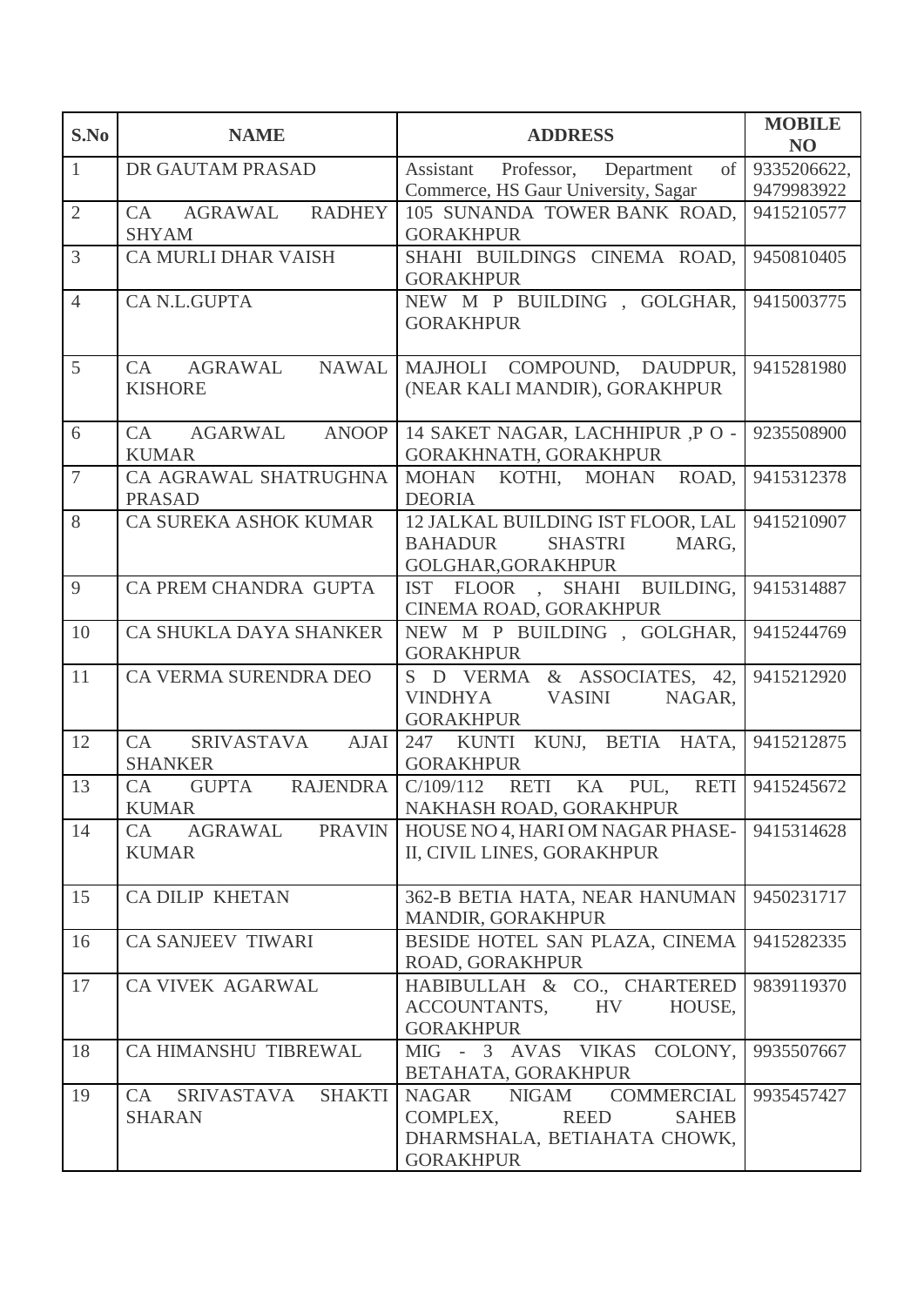| S.No | NAME | ADDRESS | MOBILE NO |
|---|---|---|---|
| 1 | DR GAUTAM PRASAD | Assistant Professor, Department of Commerce, HS Gaur University, Sagar | 9335206622, 9479983922 |
| 2 | CA AGRAWAL RADHEY SHYAM | 105 SUNANDA TOWER BANK ROAD, GORAKHPUR | 9415210577 |
| 3 | CA MURLI DHAR VAISH | SHAHI BUILDINGS CINEMA ROAD, GORAKHPUR | 9450810405 |
| 4 | CA N.L.GUPTA | NEW M P BUILDING , GOLGHAR, GORAKHPUR | 9415003775 |
| 5 | CA AGRAWAL NAWAL KISHORE | MAJHOLI COMPOUND, DAUDPUR, (NEAR KALI MANDIR), GORAKHPUR | 9415281980 |
| 6 | CA AGARWAL ANOOP KUMAR | 14 SAKET NAGAR, LACHHIPUR ,P O - GORAKHNATH, GORAKHPUR | 9235508900 |
| 7 | CA AGRAWAL SHATRUGHNA PRASAD | MOHAN KOTHI, MOHAN ROAD, DEORIA | 9415312378 |
| 8 | CA SUREKA ASHOK KUMAR | 12 JALKAL BUILDING IST FLOOR, LAL BAHADUR SHASTRI MARG, GOLGHAR,GORAKHPUR | 9415210907 |
| 9 | CA PREM CHANDRA GUPTA | IST FLOOR , SHAHI BUILDING, CINEMA ROAD, GORAKHPUR | 9415314887 |
| 10 | CA SHUKLA DAYA SHANKER | NEW M P BUILDING , GOLGHAR, GORAKHPUR | 9415244769 |
| 11 | CA VERMA SURENDRA DEO | S D VERMA & ASSOCIATES, 42, VINDHYA VASINI NAGAR, GORAKHPUR | 9415212920 |
| 12 | CA SRIVASTAVA AJAI SHANKER | 247 KUNTI KUNJ, BETIA HATA, GORAKHPUR | 9415212875 |
| 13 | CA GUPTA RAJENDRA KUMAR | C/109/112 RETI KA PUL, RETI NAKHASH ROAD, GORAKHPUR | 9415245672 |
| 14 | CA AGRAWAL PRAVIN KUMAR | HOUSE NO 4, HARI OM NAGAR PHASE-II, CIVIL LINES, GORAKHPUR | 9415314628 |
| 15 | CA DILIP KHETAN | 362-B BETIA HATA, NEAR HANUMAN MANDIR, GORAKHPUR | 9450231717 |
| 16 | CA SANJEEV TIWARI | BESIDE HOTEL SAN PLAZA, CINEMA ROAD, GORAKHPUR | 9415282335 |
| 17 | CA VIVEK AGARWAL | HABIBULLAH & CO., CHARTERED ACCOUNTANTS, HV HOUSE, GORAKHPUR | 9839119370 |
| 18 | CA HIMANSHU TIBREWAL | MIG - 3 AVAS VIKAS COLONY, BETAHATA, GORAKHPUR | 9935507667 |
| 19 | CA SRIVASTAVA SHAKTI SHARAN | NAGAR NIGAM COMMERCIAL COMPLEX, REED SAHEB DHARMSHALA, BETIAHATA CHOWK, GORAKHPUR | 9935457427 |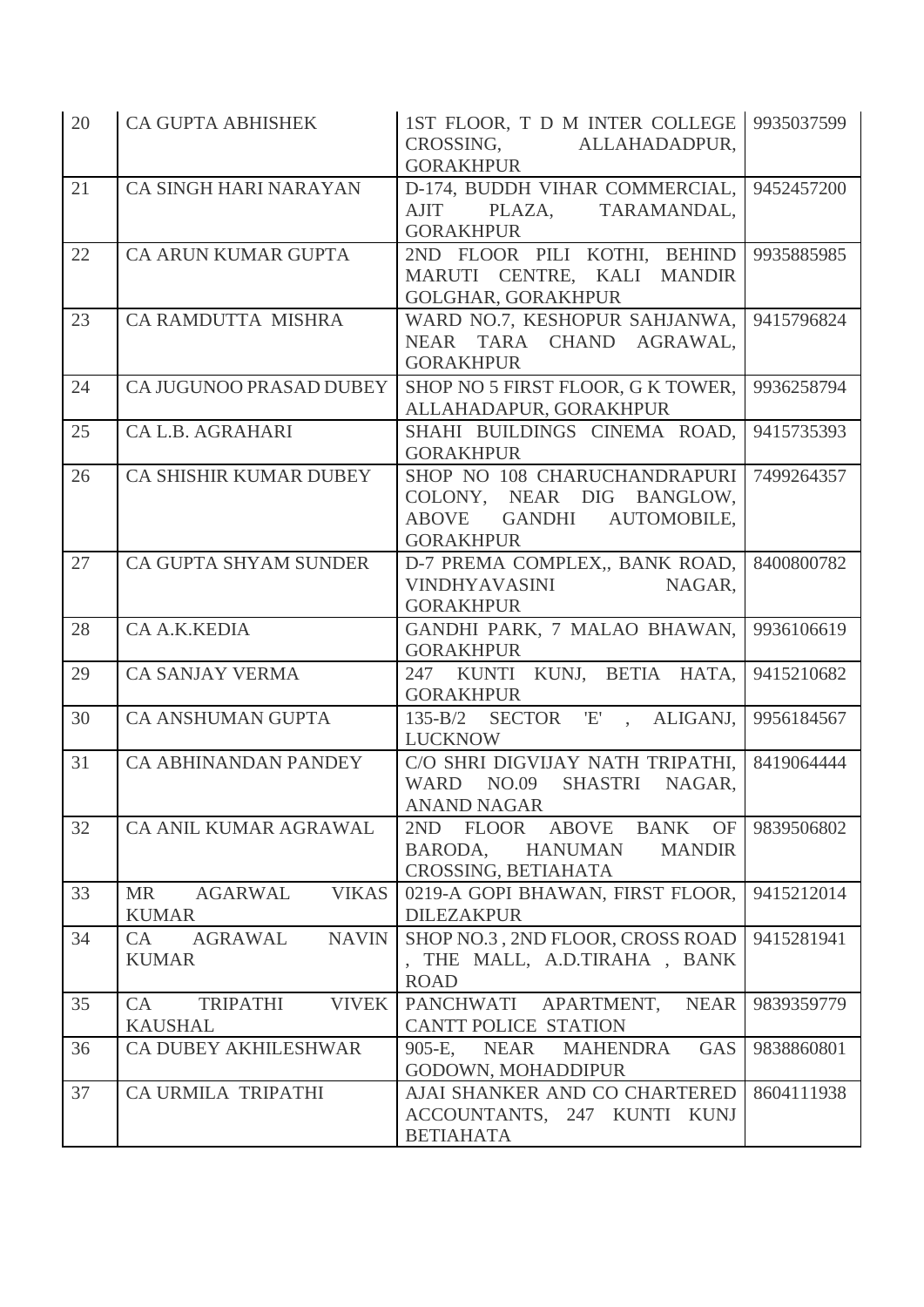| 20 | CA GUPTA ABHISHEK | 1ST FLOOR, T D M INTER COLLEGE CROSSING, ALLAHADADPUR, GORAKHPUR | 9935037599 |
|---|---|---|---|
| 21 | CA SINGH HARI NARAYAN | D-174, BUDDH VIHAR COMMERCIAL, AJIT PLAZA, TARAMANDAL, GORAKHPUR | 9452457200 |
| 22 | CA ARUN KUMAR GUPTA | 2ND FLOOR PILI KOTHI, BEHIND MARUTI CENTRE, KALI MANDIR GOLGHAR, GORAKHPUR | 9935885985 |
| 23 | CA RAMDUTTA MISHRA | WARD NO.7, KESHOPUR SAHJANWA, NEAR TARA CHAND AGRAWAL, GORAKHPUR | 9415796824 |
| 24 | CA JUGUNOO PRASAD DUBEY | SHOP NO 5 FIRST FLOOR, G K TOWER, ALLAHADAPUR, GORAKHPUR | 9936258794 |
| 25 | CA L.B. AGRAHARI | SHAHI BUILDINGS CINEMA ROAD, GORAKHPUR | 9415735393 |
| 26 | CA SHISHIR KUMAR DUBEY | SHOP NO 108 CHARUCHANDRAPURI COLONY, NEAR DIG BANGLOW, ABOVE GANDHI AUTOMOBILE, GORAKHPUR | 7499264357 |
| 27 | CA GUPTA SHYAM SUNDER | D-7 PREMA COMPLEX,, BANK ROAD, VINDHYAVASINI NAGAR, GORAKHPUR | 8400800782 |
| 28 | CA A.K.KEDIA | GANDHI PARK, 7 MALAO BHAWAN, GORAKHPUR | 9936106619 |
| 29 | CA SANJAY VERMA | 247 KUNTI KUNJ, BETIA HATA, GORAKHPUR | 9415210682 |
| 30 | CA ANSHUMAN GUPTA | 135-B/2 SECTOR 'E' , ALIGANJ, LUCKNOW | 9956184567 |
| 31 | CA ABHINANDAN PANDEY | C/O SHRI DIGVIJAY NATH TRIPATHI, WARD NO.09 SHASTRI NAGAR, ANAND NAGAR | 8419064444 |
| 32 | CA ANIL KUMAR AGRAWAL | 2ND FLOOR ABOVE BANK OF BARODA, HANUMAN MANDIR CROSSING, BETIAHATA | 9839506802 |
| 33 | MR AGARWAL VIKAS KUMAR | 0219-A GOPI BHAWAN, FIRST FLOOR, DILEZAKPUR | 9415212014 |
| 34 | CA AGRAWAL NAVIN KUMAR | SHOP NO.3 , 2ND FLOOR, CROSS ROAD , THE MALL, A.D.TIRAHA , BANK ROAD | 9415281941 |
| 35 | CA TRIPATHI VIVEK KAUSHAL | PANCHWATI APARTMENT, NEAR CANTT POLICE STATION | 9839359779 |
| 36 | CA DUBEY AKHILESHWAR | 905-E, NEAR MAHENDRA GAS GODOWN, MOHADDIPUR | 9838860801 |
| 37 | CA URMILA TRIPATHI | AJAI SHANKER AND CO CHARTERED ACCOUNTANTS, 247 KUNTI KUNJ BETIAHATA | 8604111938 |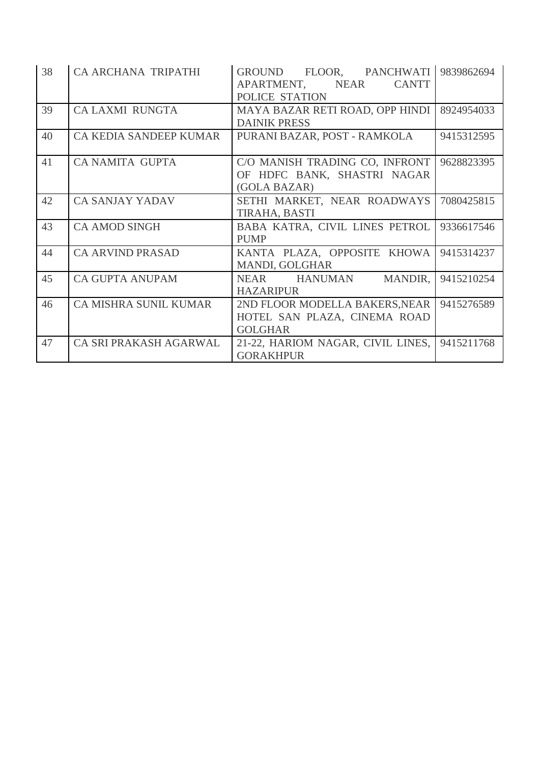| | | | |
|---|---|---|---|
| 38 | CA ARCHANA TRIPATHI | GROUND FLOOR, PANCHWATI APARTMENT, NEAR CANTT POLICE STATION | 9839862694 |
| 39 | CA LAXMI RUNGTA | MAYA BAZAR RETI ROAD, OPP HINDI DAINIK PRESS | 8924954033 |
| 40 | CA KEDIA SANDEEP KUMAR | PURANI BAZAR, POST - RAMKOLA | 9415312595 |
| 41 | CA NAMITA GUPTA | C/O MANISH TRADING CO, INFRONT OF HDFC BANK, SHASTRI NAGAR (GOLA BAZAR) | 9628823395 |
| 42 | CA SANJAY YADAV | SETHI MARKET, NEAR ROADWAYS TIRAHA, BASTI | 7080425815 |
| 43 | CA AMOD SINGH | BABA KATRA, CIVIL LINES PETROL PUMP | 9336617546 |
| 44 | CA ARVIND PRASAD | KANTA PLAZA, OPPOSITE KHOWA MANDI, GOLGHAR | 9415314237 |
| 45 | CA GUPTA ANUPAM | NEAR HANUMAN MANDIR, HAZARIPUR | 9415210254 |
| 46 | CA MISHRA SUNIL KUMAR | 2ND FLOOR MODELLA BAKERS,NEAR HOTEL SAN PLAZA, CINEMA ROAD GOLGHAR | 9415276589 |
| 47 | CA SRI PRAKASH AGARWAL | 21-22, HARIOM NAGAR, CIVIL LINES, GORAKHPUR | 9415211768 |